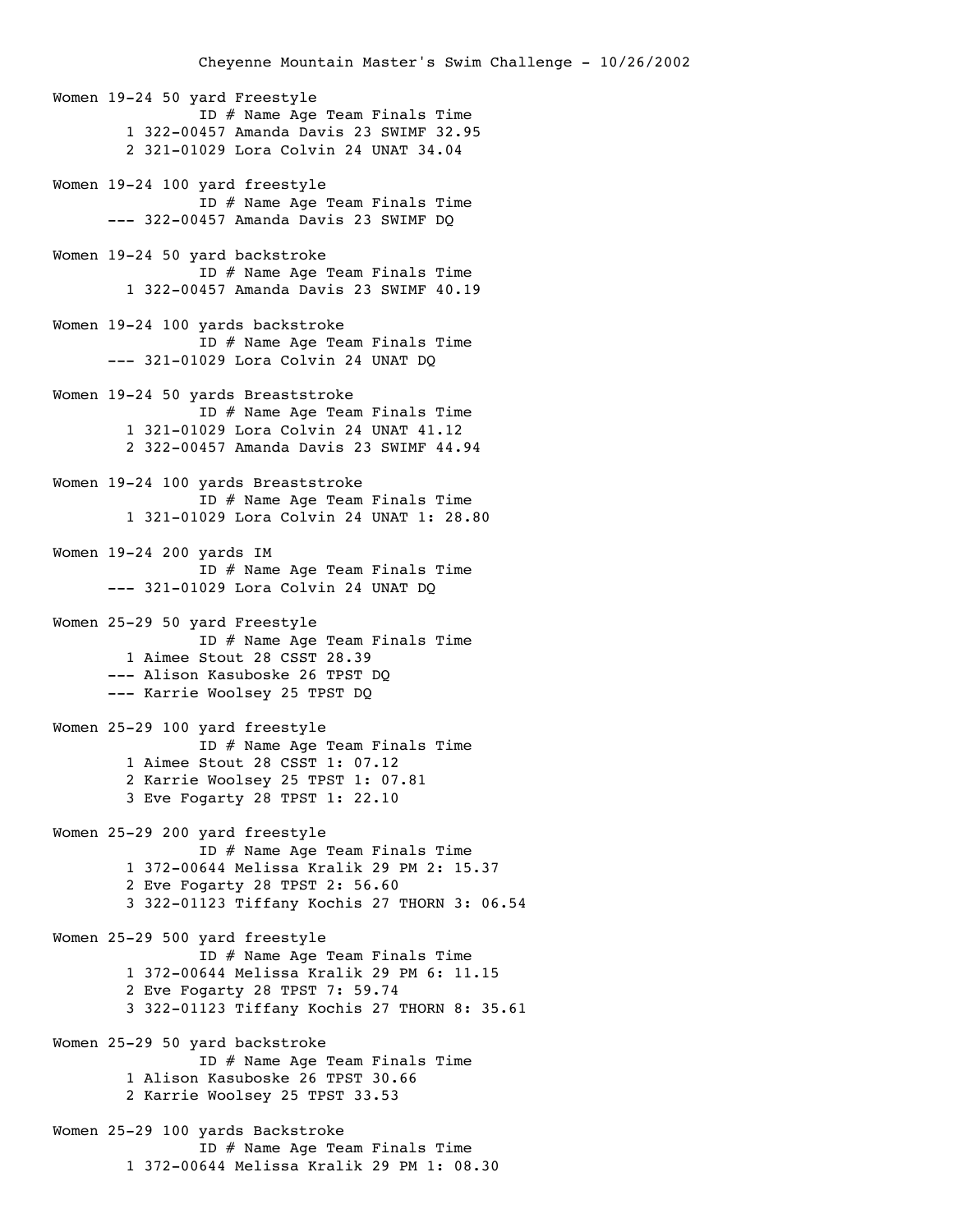# Cheyenne Mountain Master's Swim Challenge - 10/26/2002

## Women 19-24 50 yard Freestyle

| | ID # | Name | Age | Team | Finals Time |
|---|---|---|---|---|---|
| 1 | 322-00457 | Amanda Davis | 23 | SWIMF | 32.95 |
| 2 | 321-01029 | Lora Colvin | 24 | UNAT | 34.04 |

## Women 19-24 100 yard freestyle

| | ID # | Name | Age | Team | Finals Time |
|---|---|---|---|---|---|
| --- | 322-00457 | Amanda Davis | 23 | SWIMF | DQ |

## Women 19-24 50 yard backstroke

| | ID # | Name | Age | Team | Finals Time |
|---|---|---|---|---|---|
| 1 | 322-00457 | Amanda Davis | 23 | SWIMF | 40.19 |

## Women 19-24 100 yards backstroke

| | ID # | Name | Age | Team | Finals Time |
|---|---|---|---|---|---|
| --- | 321-01029 | Lora Colvin | 24 | UNAT | DQ |

## Women 19-24 50 yards Breaststroke

| | ID # | Name | Age | Team | Finals Time |
|---|---|---|---|---|---|
| 1 | 321-01029 | Lora Colvin | 24 | UNAT | 41.12 |
| 2 | 322-00457 | Amanda Davis | 23 | SWIMF | 44.94 |

## Women 19-24 100 yards Breaststroke

| | ID # | Name | Age | Team | Finals Time |
|---|---|---|---|---|---|
| 1 | 321-01029 | Lora Colvin | 24 | UNAT | 1: 28.80 |

## Women 19-24 200 yards IM

| | ID # | Name | Age | Team | Finals Time |
|---|---|---|---|---|---|
| --- | 321-01029 | Lora Colvin | 24 | UNAT | DQ |

## Women 25-29 50 yard Freestyle

| | ID # | Name | Age | Team | Finals Time |
|---|---|---|---|---|---|
| 1 | | Aimee Stout | 28 | CSST | 28.39 |
| --- | | Alison Kasuboske | 26 | TPST | DQ |
| --- | | Karrie Woolsey | 25 | TPST | DQ |

## Women 25-29 100 yard freestyle

| | ID # | Name | Age | Team | Finals Time |
|---|---|---|---|---|---|
| 1 | | Aimee Stout | 28 | CSST | 1: 07.12 |
| 2 | | Karrie Woolsey | 25 | TPST | 1: 07.81 |
| 3 | | Eve Fogarty | 28 | TPST | 1: 22.10 |

## Women 25-29 200 yard freestyle

| | ID # | Name | Age | Team | Finals Time |
|---|---|---|---|---|---|
| 1 | 372-00644 | Melissa Kralik | 29 | PM | 2: 15.37 |
| 2 | | Eve Fogarty | 28 | TPST | 2: 56.60 |
| 3 | 322-01123 | Tiffany Kochis | 27 | THORN | 3: 06.54 |

## Women 25-29 500 yard freestyle

| | ID # | Name | Age | Team | Finals Time |
|---|---|---|---|---|---|
| 1 | 372-00644 | Melissa Kralik | 29 | PM | 6: 11.15 |
| 2 | | Eve Fogarty | 28 | TPST | 7: 59.74 |
| 3 | 322-01123 | Tiffany Kochis | 27 | THORN | 8: 35.61 |

## Women 25-29 50 yard backstroke

| | ID # | Name | Age | Team | Finals Time |
|---|---|---|---|---|---|
| 1 | | Alison Kasuboske | 26 | TPST | 30.66 |
| 2 | | Karrie Woolsey | 25 | TPST | 33.53 |

## Women 25-29 100 yards Backstroke

| | ID # | Name | Age | Team | Finals Time |
|---|---|---|---|---|---|
| 1 | 372-00644 | Melissa Kralik | 29 | PM | 1: 08.30 |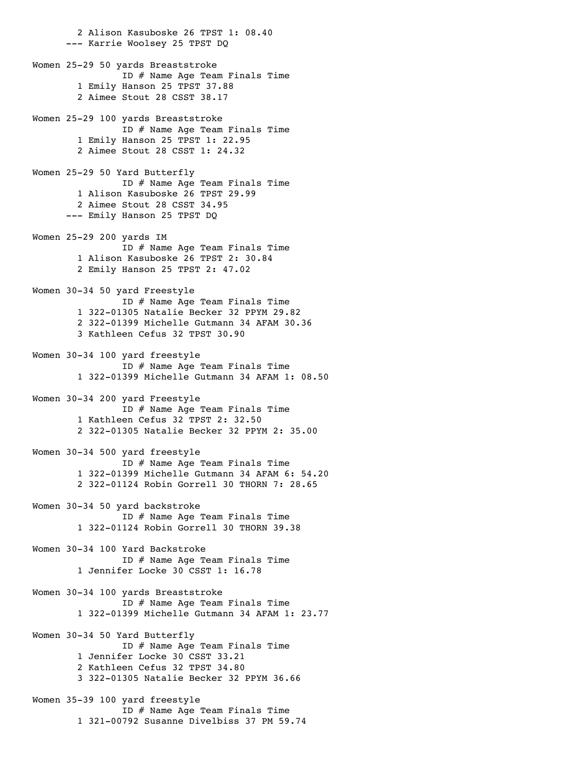2 Alison Kasuboske 26 TPST 1: 08.40
--- Karrie Woolsey 25 TPST DQ

Women 25-29 50 yards Breaststroke

| ID # | Name | Age | Team | Finals Time |
|---|---|---|---|---|
| 1 | Emily Hanson | 25 | TPST | 37.88 |
| 2 | Aimee Stout | 28 | CSST | 38.17 |

Women 25-29 100 yards Breaststroke

| ID # | Name | Age | Team | Finals Time |
|---|---|---|---|---|
| 1 | Emily Hanson | 25 | TPST | 1: 22.95 |
| 2 | Aimee Stout | 28 | CSST | 1: 24.32 |

Women 25-29 50 Yard Butterfly

| ID # | Name | Age | Team | Finals Time |
|---|---|---|---|---|
| 1 | Alison Kasuboske | 26 | TPST | 29.99 |
| 2 | Aimee Stout | 28 | CSST | 34.95 |
| --- | Emily Hanson | 25 | TPST | DQ |

Women 25-29 200 yards IM

| ID # | Name | Age | Team | Finals Time |
|---|---|---|---|---|
| 1 | Alison Kasuboske | 26 | TPST | 2: 30.84 |
| 2 | Emily Hanson | 25 | TPST | 2: 47.02 |

Women 30-34 50 yard Freestyle

| ID # | Name | Age | Team | Finals Time |
|---|---|---|---|---|
| 1 322-01305 | Natalie Becker | 32 | PPYM | 29.82 |
| 2 322-01399 | Michelle Gutmann | 34 | AFAM | 30.36 |
| 3 | Kathleen Cefus | 32 | TPST | 30.90 |

Women 30-34 100 yard freestyle

| ID # | Name | Age | Team | Finals Time |
|---|---|---|---|---|
| 1 322-01399 | Michelle Gutmann | 34 | AFAM | 1: 08.50 |

Women 30-34 200 yard Freestyle

| ID # | Name | Age | Team | Finals Time |
|---|---|---|---|---|
| 1 | Kathleen Cefus | 32 | TPST | 2: 32.50 |
| 2 322-01305 | Natalie Becker | 32 | PPYM | 2: 35.00 |

Women 30-34 500 yard freestyle

| ID # | Name | Age | Team | Finals Time |
|---|---|---|---|---|
| 1 322-01399 | Michelle Gutmann | 34 | AFAM | 6: 54.20 |
| 2 322-01124 | Robin Gorrell | 30 | THORN | 7: 28.65 |

Women 30-34 50 yard backstroke

| ID # | Name | Age | Team | Finals Time |
|---|---|---|---|---|
| 1 322-01124 | Robin Gorrell | 30 | THORN | 39.38 |

Women 30-34 100 Yard Backstroke

| ID # | Name | Age | Team | Finals Time |
|---|---|---|---|---|
| 1 | Jennifer Locke | 30 | CSST | 1: 16.78 |

Women 30-34 100 yards Breaststroke

| ID # | Name | Age | Team | Finals Time |
|---|---|---|---|---|
| 1 322-01399 | Michelle Gutmann | 34 | AFAM | 1: 23.77 |

Women 30-34 50 Yard Butterfly

| ID # | Name | Age | Team | Finals Time |
|---|---|---|---|---|
| 1 | Jennifer Locke | 30 | CSST | 33.21 |
| 2 | Kathleen Cefus | 32 | TPST | 34.80 |
| 3 322-01305 | Natalie Becker | 32 | PPYM | 36.66 |

Women 35-39 100 yard freestyle

| ID # | Name | Age | Team | Finals Time |
|---|---|---|---|---|
| 1 321-00792 | Susanne Divelbiss | 37 | PM | 59.74 |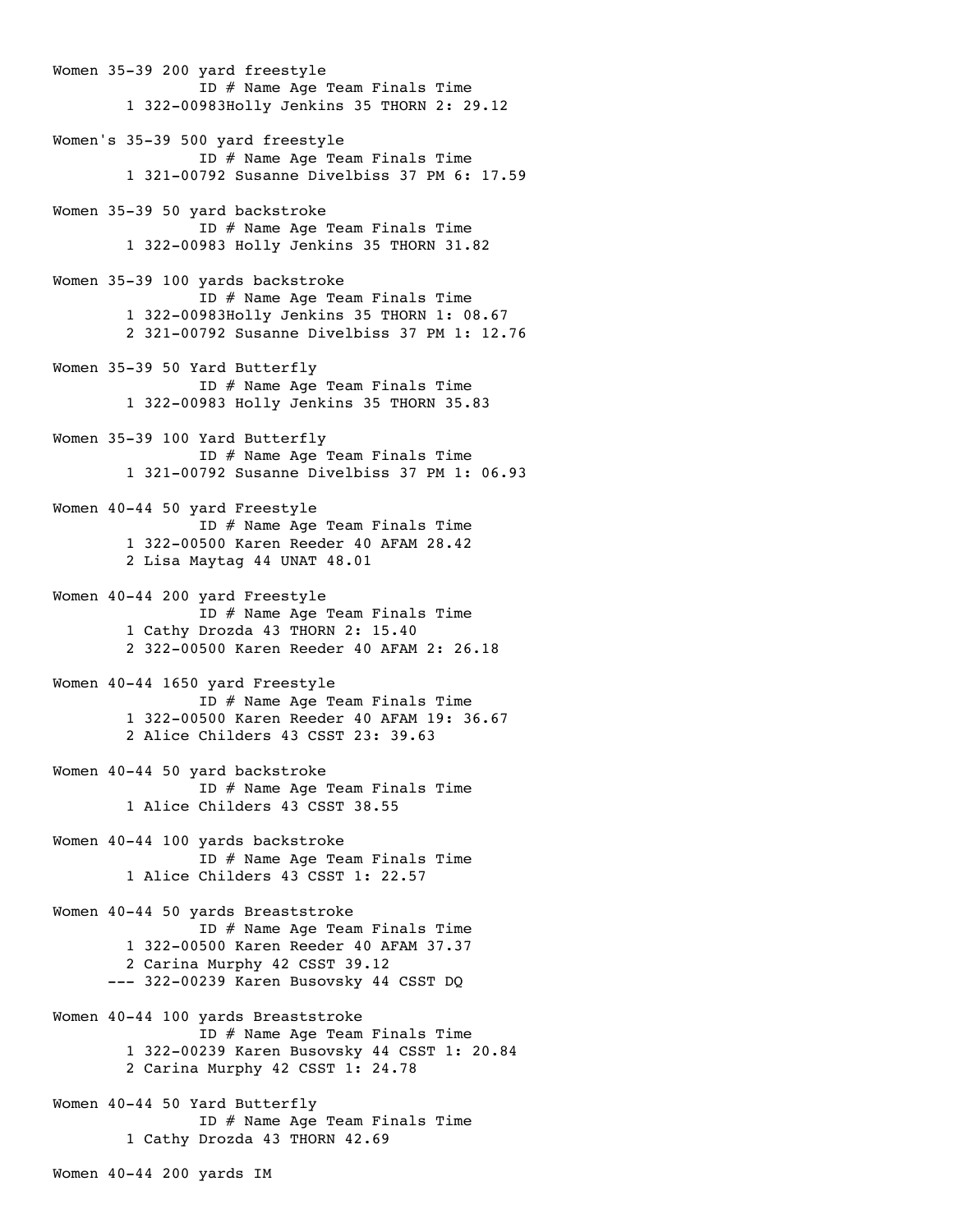Women 35-39 200 yard freestyle

| ID # Name Age Team Finals Time |
|---|
| 1 322-00983Holly Jenkins 35 THORN 2: 29.12 |

Women's 35-39 500 yard freestyle

| ID # Name Age Team Finals Time |
|---|
| 1 321-00792 Susanne Divelbiss 37 PM 6: 17.59 |

Women 35-39 50 yard backstroke

| ID # Name Age Team Finals Time |
|---|
| 1 322-00983 Holly Jenkins 35 THORN 31.82 |

Women 35-39 100 yards backstroke

| ID # Name Age Team Finals Time |
|---|
| 1 322-00983Holly Jenkins 35 THORN 1: 08.67 |
| 2 321-00792 Susanne Divelbiss 37 PM 1: 12.76 |

Women 35-39 50 Yard Butterfly

| ID # Name Age Team Finals Time |
|---|
| 1 322-00983 Holly Jenkins 35 THORN 35.83 |

Women 35-39 100 Yard Butterfly

| ID # Name Age Team Finals Time |
|---|
| 1 321-00792 Susanne Divelbiss 37 PM 1: 06.93 |

Women 40-44 50 yard Freestyle

| ID # Name Age Team Finals Time |
|---|
| 1 322-00500 Karen Reeder 40 AFAM 28.42 |
| 2 Lisa Maytag 44 UNAT 48.01 |

Women 40-44 200 yard Freestyle

| ID # Name Age Team Finals Time |
|---|
| 1 Cathy Drozda 43 THORN 2: 15.40 |
| 2 322-00500 Karen Reeder 40 AFAM 2: 26.18 |

Women 40-44 1650 yard Freestyle

| ID # Name Age Team Finals Time |
|---|
| 1 322-00500 Karen Reeder 40 AFAM 19: 36.67 |
| 2 Alice Childers 43 CSST 23: 39.63 |

Women 40-44 50 yard backstroke

| ID # Name Age Team Finals Time |
|---|
| 1 Alice Childers 43 CSST 38.55 |

Women 40-44 100 yards backstroke

| ID # Name Age Team Finals Time |
|---|
| 1 Alice Childers 43 CSST 1: 22.57 |

Women 40-44 50 yards Breaststroke

| ID # Name Age Team Finals Time |
|---|
| 1 322-00500 Karen Reeder 40 AFAM 37.37 |
| 2 Carina Murphy 42 CSST 39.12 |
| --- 322-00239 Karen Busovsky 44 CSST DQ |

Women 40-44 100 yards Breaststroke

| ID # Name Age Team Finals Time |
|---|
| 1 322-00239 Karen Busovsky 44 CSST 1: 20.84 |
| 2 Carina Murphy 42 CSST 1: 24.78 |

Women 40-44 50 Yard Butterfly

| ID # Name Age Team Finals Time |
|---|
| 1 Cathy Drozda 43 THORN 42.69 |

Women 40-44 200 yards IM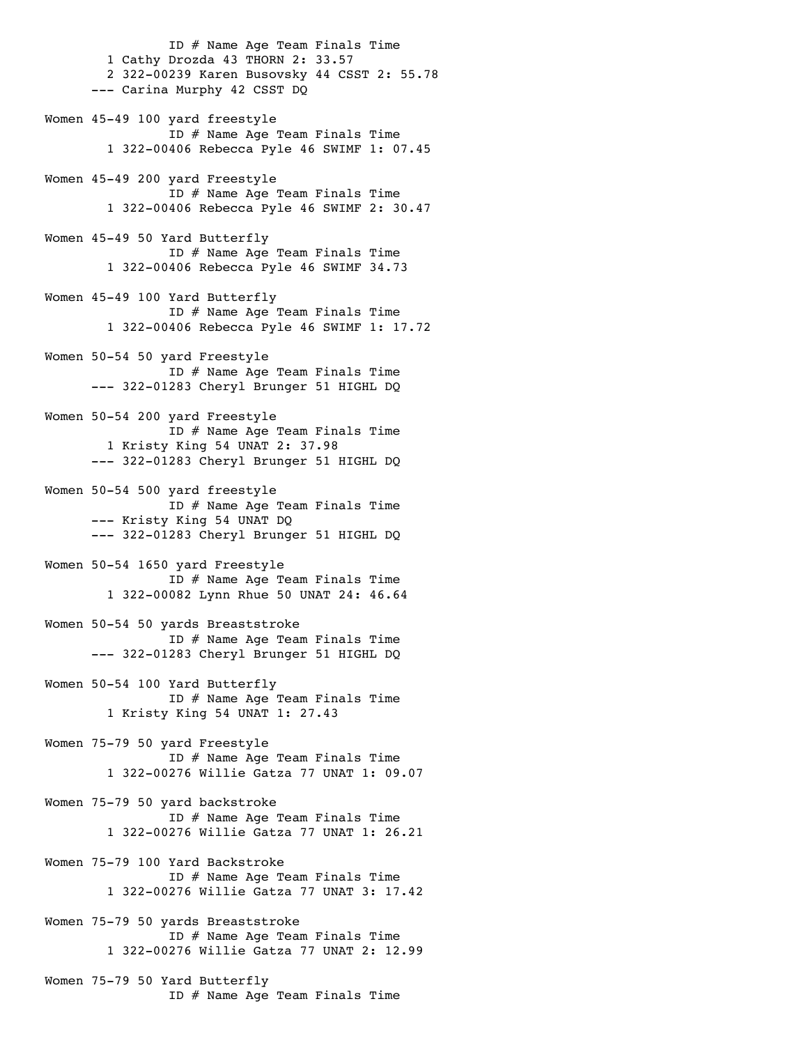```
              ID # Name Age Team Finals Time
        1 Cathy Drozda 43 THORN 2: 33.57
        2 322-00239 Karen Busovsky 44 CSST 2: 55.78
      --- Carina Murphy 42 CSST DQ
```

Women 45-49 100 yard freestyle

```
              ID # Name Age Team Finals Time
        1 322-00406 Rebecca Pyle 46 SWIMF 1: 07.45
```

Women 45-49 200 yard Freestyle

```
              ID # Name Age Team Finals Time
        1 322-00406 Rebecca Pyle 46 SWIMF 2: 30.47
```

Women 45-49 50 Yard Butterfly

```
              ID # Name Age Team Finals Time
        1 322-00406 Rebecca Pyle 46 SWIMF 34.73
```

Women 45-49 100 Yard Butterfly

```
              ID # Name Age Team Finals Time
        1 322-00406 Rebecca Pyle 46 SWIMF 1: 17.72
```

Women 50-54 50 yard Freestyle

```
              ID # Name Age Team Finals Time
      --- 322-01283 Cheryl Brunger 51 HIGHL DQ
```

Women 50-54 200 yard Freestyle

```
              ID # Name Age Team Finals Time
        1 Kristy King 54 UNAT 2: 37.98
      --- 322-01283 Cheryl Brunger 51 HIGHL DQ
```

Women 50-54 500 yard freestyle

```
              ID # Name Age Team Finals Time
      --- Kristy King 54 UNAT DQ
      --- 322-01283 Cheryl Brunger 51 HIGHL DQ
```

Women 50-54 1650 yard Freestyle

```
              ID # Name Age Team Finals Time
        1 322-00082 Lynn Rhue 50 UNAT 24: 46.64
```

Women 50-54 50 yards Breaststroke

```
              ID # Name Age Team Finals Time
      --- 322-01283 Cheryl Brunger 51 HIGHL DQ
```

Women 50-54 100 Yard Butterfly

```
              ID # Name Age Team Finals Time
        1 Kristy King 54 UNAT 1: 27.43
```

Women 75-79 50 yard Freestyle

```
              ID # Name Age Team Finals Time
        1 322-00276 Willie Gatza 77 UNAT 1: 09.07
```

Women 75-79 50 yard backstroke

```
              ID # Name Age Team Finals Time
        1 322-00276 Willie Gatza 77 UNAT 1: 26.21
```

Women 75-79 100 Yard Backstroke

```
              ID # Name Age Team Finals Time
        1 322-00276 Willie Gatza 77 UNAT 3: 17.42
```

Women 75-79 50 yards Breaststroke

```
              ID # Name Age Team Finals Time
        1 322-00276 Willie Gatza 77 UNAT 2: 12.99
```

Women 75-79 50 Yard Butterfly

```
              ID # Name Age Team Finals Time
```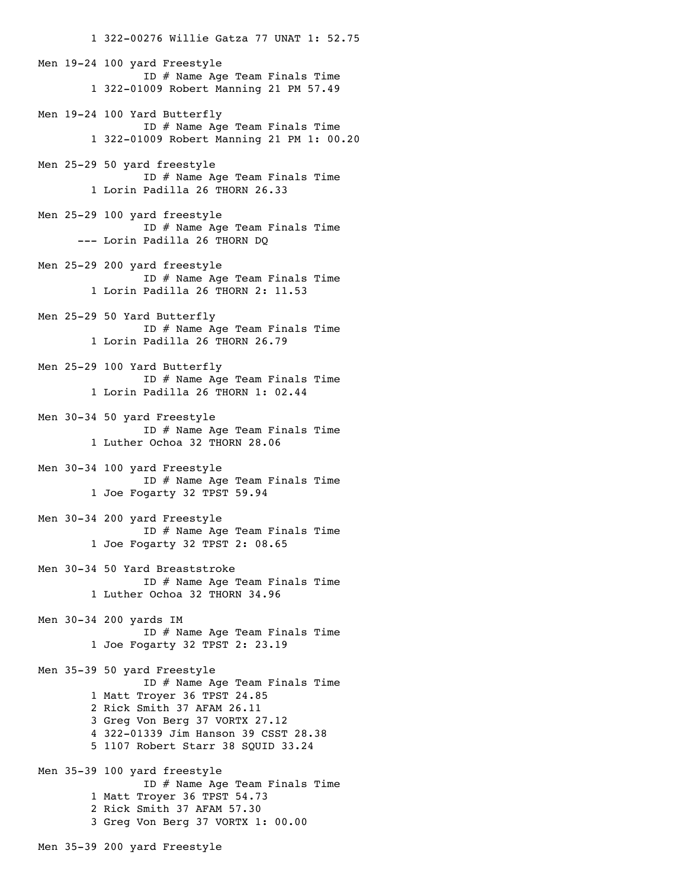1 322-00276 Willie Gatza 77 UNAT 1: 52.75

Men 19-24 100 yard Freestyle

| ID # | Name | Age | Team | Finals Time |
|---|---|---|---|---|
| 1 322-01009 | Robert Manning | 21 | PM | 57.49 |

Men 19-24 100 Yard Butterfly

| ID # | Name | Age | Team | Finals Time |
|---|---|---|---|---|
| 1 322-01009 | Robert Manning | 21 | PM | 1: 00.20 |

Men 25-29 50 yard freestyle

| ID # | Name | Age | Team | Finals Time |
|---|---|---|---|---|
| 1 | Lorin Padilla | 26 | THORN | 26.33 |

Men 25-29 100 yard freestyle

| ID # | Name | Age | Team | Finals Time |
|---|---|---|---|---|
| --- | Lorin Padilla | 26 | THORN | DQ |

Men 25-29 200 yard freestyle

| ID # | Name | Age | Team | Finals Time |
|---|---|---|---|---|
| 1 | Lorin Padilla | 26 | THORN | 2: 11.53 |

Men 25-29 50 Yard Butterfly

| ID # | Name | Age | Team | Finals Time |
|---|---|---|---|---|
| 1 | Lorin Padilla | 26 | THORN | 26.79 |

Men 25-29 100 Yard Butterfly

| ID # | Name | Age | Team | Finals Time |
|---|---|---|---|---|
| 1 | Lorin Padilla | 26 | THORN | 1: 02.44 |

Men 30-34 50 yard Freestyle

| ID # | Name | Age | Team | Finals Time |
|---|---|---|---|---|
| 1 | Luther Ochoa | 32 | THORN | 28.06 |

Men 30-34 100 yard Freestyle

| ID # | Name | Age | Team | Finals Time |
|---|---|---|---|---|
| 1 | Joe Fogarty | 32 | TPST | 59.94 |

Men 30-34 200 yard Freestyle

| ID # | Name | Age | Team | Finals Time |
|---|---|---|---|---|
| 1 | Joe Fogarty | 32 | TPST | 2: 08.65 |

Men 30-34 50 Yard Breaststroke

| ID # | Name | Age | Team | Finals Time |
|---|---|---|---|---|
| 1 | Luther Ochoa | 32 | THORN | 34.96 |

Men 30-34 200 yards IM

| ID # | Name | Age | Team | Finals Time |
|---|---|---|---|---|
| 1 | Joe Fogarty | 32 | TPST | 2: 23.19 |

Men 35-39 50 yard Freestyle

| ID # | Name | Age | Team | Finals Time |
|---|---|---|---|---|
| 1 | Matt Troyer | 36 | TPST | 24.85 |
| 2 | Rick Smith | 37 | AFAM | 26.11 |
| 3 | Greg Von Berg | 37 | VORTX | 27.12 |
| 4 322-01339 | Jim Hanson | 39 | CSST | 28.38 |
| 5 1107 | Robert Starr | 38 | SQUID | 33.24 |

Men 35-39 100 yard freestyle

| ID # | Name | Age | Team | Finals Time |
|---|---|---|---|---|
| 1 | Matt Troyer | 36 | TPST | 54.73 |
| 2 | Rick Smith | 37 | AFAM | 57.30 |
| 3 | Greg Von Berg | 37 | VORTX | 1: 00.00 |

Men 35-39 200 yard Freestyle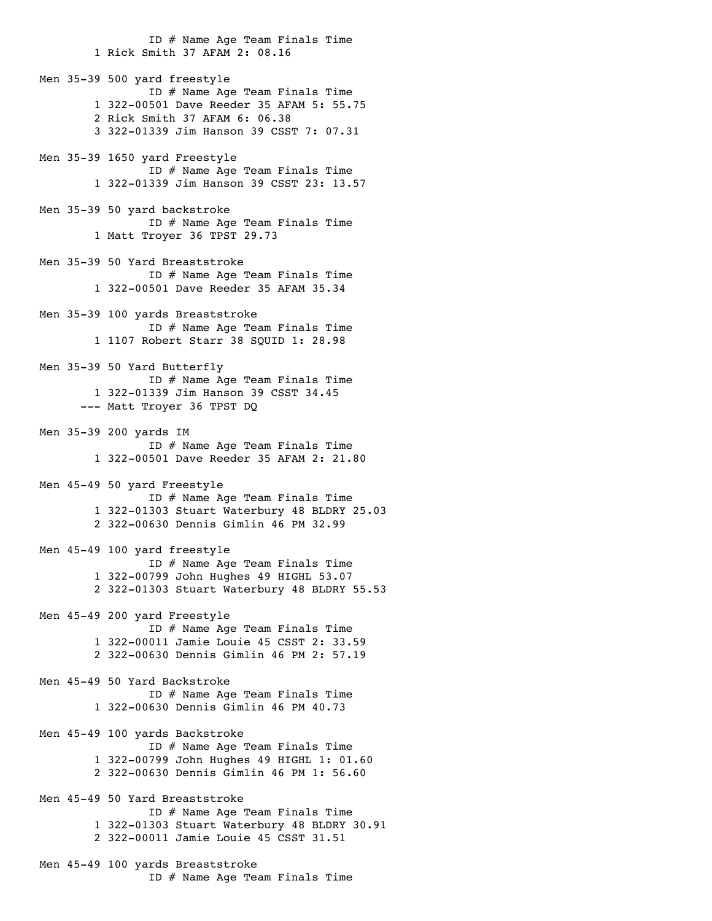| ID # | Name | Age | Team | Finals Time |
|---|---|---|---|---|
| 1 | Rick Smith | 37 | AFAM | 2: 08.16 |

Men 35-39 500 yard freestyle

| | ID # | Name | Age | Team | Finals Time |
|---|---|---|---|---|---|
| 1 | 322-00501 | Dave Reeder | 35 | AFAM | 5: 55.75 |
| 2 | | Rick Smith | 37 | AFAM | 6: 06.38 |
| 3 | 322-01339 | Jim Hanson | 39 | CSST | 7: 07.31 |

Men 35-39 1650 yard Freestyle

| | ID # | Name | Age | Team | Finals Time |
|---|---|---|---|---|---|
| 1 | 322-01339 | Jim Hanson | 39 | CSST | 23: 13.57 |

Men 35-39 50 yard backstroke

| | ID # | Name | Age | Team | Finals Time |
|---|---|---|---|---|---|
| 1 | | Matt Troyer | 36 | TPST | 29.73 |

Men 35-39 50 Yard Breaststroke

| | ID # | Name | Age | Team | Finals Time |
|---|---|---|---|---|---|
| 1 | 322-00501 | Dave Reeder | 35 | AFAM | 35.34 |

Men 35-39 100 yards Breaststroke

| | ID # | Name | Age | Team | Finals Time |
|---|---|---|---|---|---|
| 1 | 1107 | Robert Starr | 38 | SQUID | 1: 28.98 |

Men 35-39 50 Yard Butterfly

| | ID # | Name | Age | Team | Finals Time |
|---|---|---|---|---|---|
| 1 | 322-01339 | Jim Hanson | 39 | CSST | 34.45 |
| --- | | Matt Troyer | 36 | TPST | DQ |

Men 35-39 200 yards IM

| | ID # | Name | Age | Team | Finals Time |
|---|---|---|---|---|---|
| 1 | 322-00501 | Dave Reeder | 35 | AFAM | 2: 21.80 |

Men 45-49 50 yard Freestyle

| | ID # | Name | Age | Team | Finals Time |
|---|---|---|---|---|---|
| 1 | 322-01303 | Stuart Waterbury | 48 | BLDRY | 25.03 |
| 2 | 322-00630 | Dennis Gimlin | 46 | PM | 32.99 |

Men 45-49 100 yard freestyle

| | ID # | Name | Age | Team | Finals Time |
|---|---|---|---|---|---|
| 1 | 322-00799 | John Hughes | 49 | HIGHL | 53.07 |
| 2 | 322-01303 | Stuart Waterbury | 48 | BLDRY | 55.53 |

Men 45-49 200 yard Freestyle

| | ID # | Name | Age | Team | Finals Time |
|---|---|---|---|---|---|
| 1 | 322-00011 | Jamie Louie | 45 | CSST | 2: 33.59 |
| 2 | 322-00630 | Dennis Gimlin | 46 | PM | 2: 57.19 |

Men 45-49 50 Yard Backstroke

| | ID # | Name | Age | Team | Finals Time |
|---|---|---|---|---|---|
| 1 | 322-00630 | Dennis Gimlin | 46 | PM | 40.73 |

Men 45-49 100 yards Backstroke

| | ID # | Name | Age | Team | Finals Time |
|---|---|---|---|---|---|
| 1 | 322-00799 | John Hughes | 49 | HIGHL | 1: 01.60 |
| 2 | 322-00630 | Dennis Gimlin | 46 | PM | 1: 56.60 |

Men 45-49 50 Yard Breaststroke

| | ID # | Name | Age | Team | Finals Time |
|---|---|---|---|---|---|
| 1 | 322-01303 | Stuart Waterbury | 48 | BLDRY | 30.91 |
| 2 | 322-00011 | Jamie Louie | 45 | CSST | 31.51 |

Men 45-49 100 yards Breaststroke

| ID # | Name | Age | Team | Finals Time |
|---|---|---|---|---|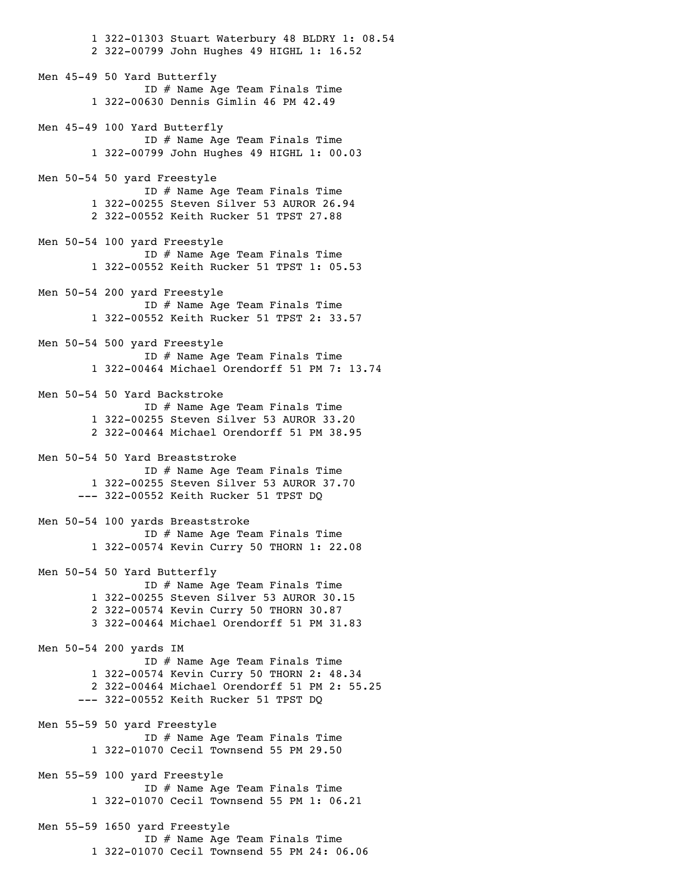1 322-01303 Stuart Waterbury 48 BLDRY 1: 08.54
2 322-00799 John Hughes 49 HIGHL 1: 16.52

Men 45-49 50 Yard Butterfly

| | ID # | Name | Age | Team | Finals Time |
|---|---|---|---|---|---|
| 1 | 322-00630 | Dennis Gimlin | 46 | PM | 42.49 |

Men 45-49 100 Yard Butterfly

| | ID # | Name | Age | Team | Finals Time |
|---|---|---|---|---|---|
| 1 | 322-00799 | John Hughes | 49 | HIGHL | 1: 00.03 |

Men 50-54 50 yard Freestyle

| | ID # | Name | Age | Team | Finals Time |
|---|---|---|---|---|---|
| 1 | 322-00255 | Steven Silver | 53 | AUROR | 26.94 |
| 2 | 322-00552 | Keith Rucker | 51 | TPST | 27.88 |

Men 50-54 100 yard Freestyle

| | ID # | Name | Age | Team | Finals Time |
|---|---|---|---|---|---|
| 1 | 322-00552 | Keith Rucker | 51 | TPST | 1: 05.53 |

Men 50-54 200 yard Freestyle

| | ID # | Name | Age | Team | Finals Time |
|---|---|---|---|---|---|
| 1 | 322-00552 | Keith Rucker | 51 | TPST | 2: 33.57 |

Men 50-54 500 yard Freestyle

| | ID # | Name | Age | Team | Finals Time |
|---|---|---|---|---|---|
| 1 | 322-00464 | Michael Orendorff | 51 | PM | 7: 13.74 |

Men 50-54 50 Yard Backstroke

| | ID # | Name | Age | Team | Finals Time |
|---|---|---|---|---|---|
| 1 | 322-00255 | Steven Silver | 53 | AUROR | 33.20 |
| 2 | 322-00464 | Michael Orendorff | 51 | PM | 38.95 |

Men 50-54 50 Yard Breaststroke

| | ID # | Name | Age | Team | Finals Time |
|---|---|---|---|---|---|
| 1 | 322-00255 | Steven Silver | 53 | AUROR | 37.70 |
| --- | 322-00552 | Keith Rucker | 51 | TPST | DQ |

Men 50-54 100 yards Breaststroke

| | ID # | Name | Age | Team | Finals Time |
|---|---|---|---|---|---|
| 1 | 322-00574 | Kevin Curry | 50 | THORN | 1: 22.08 |

Men 50-54 50 Yard Butterfly

| | ID # | Name | Age | Team | Finals Time |
|---|---|---|---|---|---|
| 1 | 322-00255 | Steven Silver | 53 | AUROR | 30.15 |
| 2 | 322-00574 | Kevin Curry | 50 | THORN | 30.87 |
| 3 | 322-00464 | Michael Orendorff | 51 | PM | 31.83 |

Men 50-54 200 yards IM

| | ID # | Name | Age | Team | Finals Time |
|---|---|---|---|---|---|
| 1 | 322-00574 | Kevin Curry | 50 | THORN | 2: 48.34 |
| 2 | 322-00464 | Michael Orendorff | 51 | PM | 2: 55.25 |
| --- | 322-00552 | Keith Rucker | 51 | TPST | DQ |

Men 55-59 50 yard Freestyle

| | ID # | Name | Age | Team | Finals Time |
|---|---|---|---|---|---|
| 1 | 322-01070 | Cecil Townsend | 55 | PM | 29.50 |

Men 55-59 100 yard Freestyle

| | ID # | Name | Age | Team | Finals Time |
|---|---|---|---|---|---|
| 1 | 322-01070 | Cecil Townsend | 55 | PM | 1: 06.21 |

Men 55-59 1650 yard Freestyle

| | ID # | Name | Age | Team | Finals Time |
|---|---|---|---|---|---|
| 1 | 322-01070 | Cecil Townsend | 55 | PM | 24: 06.06 |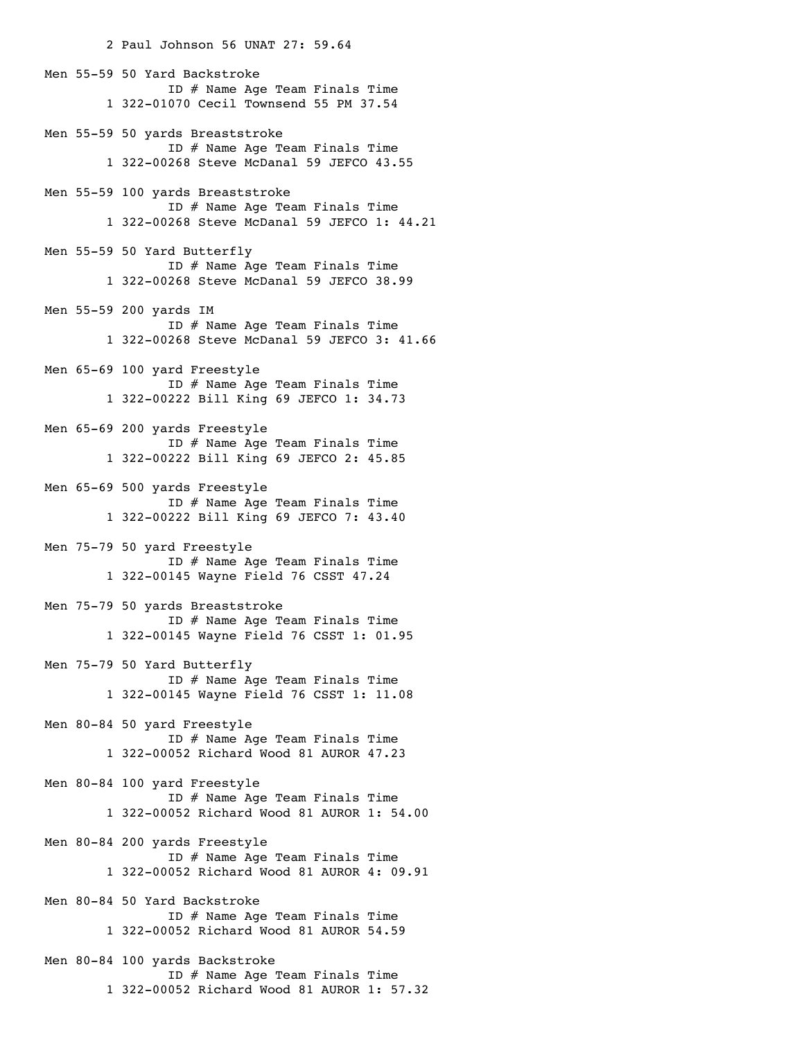2 Paul Johnson 56 UNAT 27: 59.64

Men 55-59 50 Yard Backstroke

| ID # | Name | Age | Team | Finals Time |
|---|---|---|---|---|
| 1 322-01070 | Cecil Townsend | 55 | PM | 37.54 |

Men 55-59 50 yards Breaststroke

| ID # | Name | Age | Team | Finals Time |
|---|---|---|---|---|
| 1 322-00268 | Steve McDanal | 59 | JEFCO | 43.55 |

Men 55-59 100 yards Breaststroke

| ID # | Name | Age | Team | Finals Time |
|---|---|---|---|---|
| 1 322-00268 | Steve McDanal | 59 | JEFCO | 1: 44.21 |

Men 55-59 50 Yard Butterfly

| ID # | Name | Age | Team | Finals Time |
|---|---|---|---|---|
| 1 322-00268 | Steve McDanal | 59 | JEFCO | 38.99 |

Men 55-59 200 yards IM

| ID # | Name | Age | Team | Finals Time |
|---|---|---|---|---|
| 1 322-00268 | Steve McDanal | 59 | JEFCO | 3: 41.66 |

Men 65-69 100 yard Freestyle

| ID # | Name | Age | Team | Finals Time |
|---|---|---|---|---|
| 1 322-00222 | Bill King | 69 | JEFCO | 1: 34.73 |

Men 65-69 200 yards Freestyle

| ID # | Name | Age | Team | Finals Time |
|---|---|---|---|---|
| 1 322-00222 | Bill King | 69 | JEFCO | 2: 45.85 |

Men 65-69 500 yards Freestyle

| ID # | Name | Age | Team | Finals Time |
|---|---|---|---|---|
| 1 322-00222 | Bill King | 69 | JEFCO | 7: 43.40 |

Men 75-79 50 yard Freestyle

| ID # | Name | Age | Team | Finals Time |
|---|---|---|---|---|
| 1 322-00145 | Wayne Field | 76 | CSST | 47.24 |

Men 75-79 50 yards Breaststroke

| ID # | Name | Age | Team | Finals Time |
|---|---|---|---|---|
| 1 322-00145 | Wayne Field | 76 | CSST | 1: 01.95 |

Men 75-79 50 Yard Butterfly

| ID # | Name | Age | Team | Finals Time |
|---|---|---|---|---|
| 1 322-00145 | Wayne Field | 76 | CSST | 1: 11.08 |

Men 80-84 50 yard Freestyle

| ID # | Name | Age | Team | Finals Time |
|---|---|---|---|---|
| 1 322-00052 | Richard Wood | 81 | AUROR | 47.23 |

Men 80-84 100 yard Freestyle

| ID # | Name | Age | Team | Finals Time |
|---|---|---|---|---|
| 1 322-00052 | Richard Wood | 81 | AUROR | 1: 54.00 |

Men 80-84 200 yards Freestyle

| ID # | Name | Age | Team | Finals Time |
|---|---|---|---|---|
| 1 322-00052 | Richard Wood | 81 | AUROR | 4: 09.91 |

Men 80-84 50 Yard Backstroke

| ID # | Name | Age | Team | Finals Time |
|---|---|---|---|---|
| 1 322-00052 | Richard Wood | 81 | AUROR | 54.59 |

Men 80-84 100 yards Backstroke

| ID # | Name | Age | Team | Finals Time |
|---|---|---|---|---|
| 1 322-00052 | Richard Wood | 81 | AUROR | 1: 57.32 |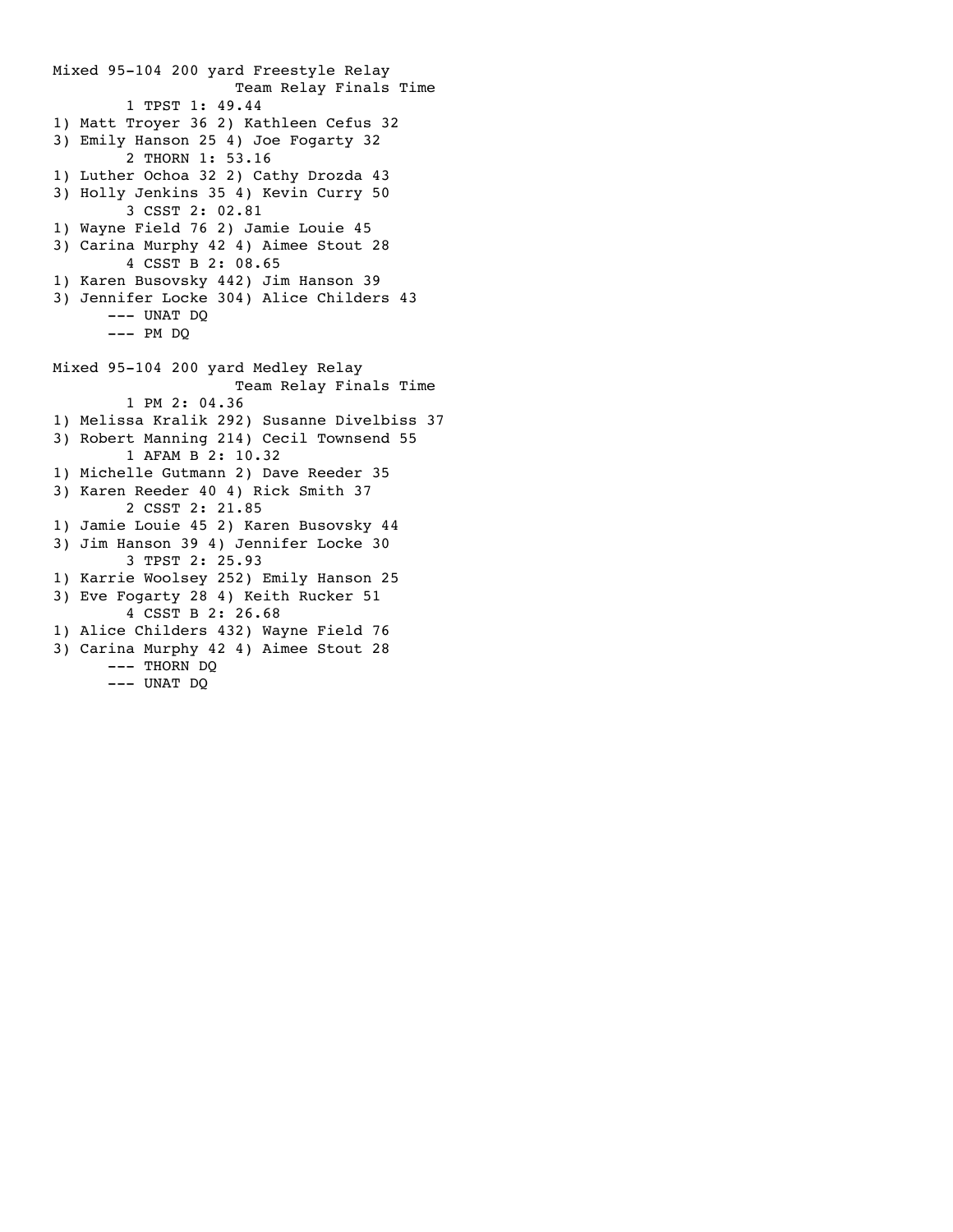Mixed 95-104 200 yard Freestyle Relay

Team Relay Finals Time

1 TPST 1: 49.44

1) Matt Troyer 36 2) Kathleen Cefus 32

3) Emily Hanson 25 4) Joe Fogarty 32

2 THORN 1: 53.16

1) Luther Ochoa 32 2) Cathy Drozda 43

3) Holly Jenkins 35 4) Kevin Curry 50

3 CSST 2: 02.81

1) Wayne Field 76 2) Jamie Louie 45

3) Carina Murphy 42 4) Aimee Stout 28

4 CSST B 2: 08.65

1) Karen Busovsky 442) Jim Hanson 39

3) Jennifer Locke 304) Alice Childers 43

--- UNAT DQ

--- PM DQ

Mixed 95-104 200 yard Medley Relay

Team Relay Finals Time

1 PM 2: 04.36

1) Melissa Kralik 292) Susanne Divelbiss 37

3) Robert Manning 214) Cecil Townsend 55

1 AFAM B 2: 10.32

1) Michelle Gutmann 2) Dave Reeder 35

3) Karen Reeder 40 4) Rick Smith 37

2 CSST 2: 21.85

1) Jamie Louie 45 2) Karen Busovsky 44

3) Jim Hanson 39 4) Jennifer Locke 30

3 TPST 2: 25.93

1) Karrie Woolsey 252) Emily Hanson 25

3) Eve Fogarty 28 4) Keith Rucker 51

4 CSST B 2: 26.68

1) Alice Childers 432) Wayne Field 76

3) Carina Murphy 42 4) Aimee Stout 28

--- THORN DQ

--- UNAT DQ